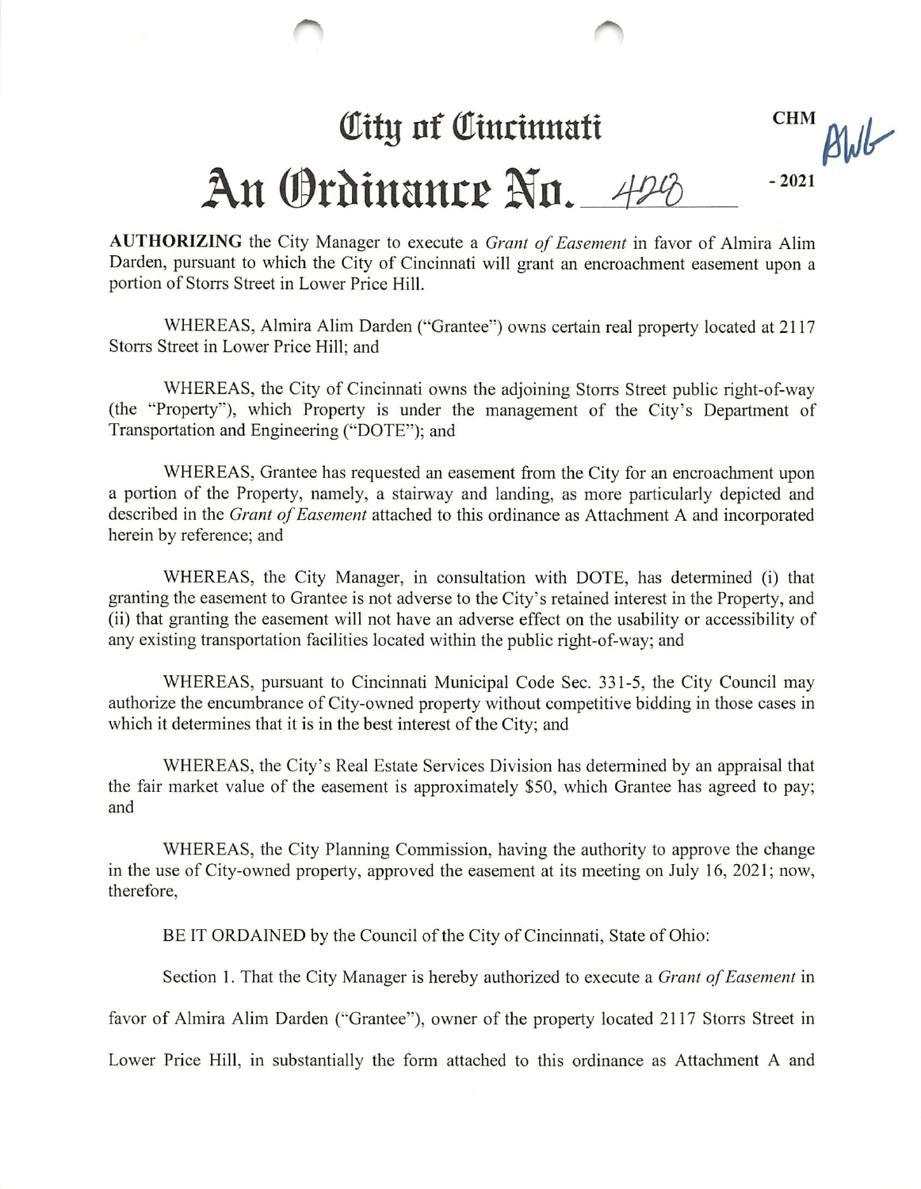# City of Cincinnati

CHM AWG

## An Ordinance No. 428 - 2021

**AUTHORIZING** the City Manager to execute a *Grant of Easement* in favor of Almira Alim Darden, pursuant to which the City of Cincinnati will grant an encroachment easement upon a portion of Storrs Street in Lower Price Hill.

WHEREAS, Almira Alim Darden ("Grantee") owns certain real property located at 2117 Storrs Street in Lower Price Hill; and

WHEREAS, the City of Cincinnati owns the adjoining Storrs Street public right-of-way (the "Property"), which Property is under the management of the City's Department of Transportation and Engineering ("DOTE"); and

WHEREAS, Grantee has requested an easement from the City for an encroachment upon a portion of the Property, namely, a stairway and landing, as more particularly depicted and described in the *Grant of Easement* attached to this ordinance as Attachment A and incorporated herein by reference; and

WHEREAS, the City Manager, in consultation with DOTE, has determined (i) that granting the easement to Grantee is not adverse to the City's retained interest in the Property, and (ii) that granting the easement will not have an adverse effect on the usability or accessibility of any existing transportation facilities located within the public right-of-way; and

WHEREAS, pursuant to Cincinnati Municipal Code Sec. 331-5, the City Council may authorize the encumbrance of City-owned property without competitive bidding in those cases in which it determines that it is in the best interest of the City; and

WHEREAS, the City's Real Estate Services Division has determined by an appraisal that the fair market value of the easement is approximately $50, which Grantee has agreed to pay; and

WHEREAS, the City Planning Commission, having the authority to approve the change in the use of City-owned property, approved the easement at its meeting on July 16, 2021; now, therefore,

BE IT ORDAINED by the Council of the City of Cincinnati, State of Ohio:

Section 1. That the City Manager is hereby authorized to execute a *Grant of Easement* in favor of Almira Alim Darden ("Grantee"), owner of the property located 2117 Storrs Street in Lower Price Hill, in substantially the form attached to this ordinance as Attachment A and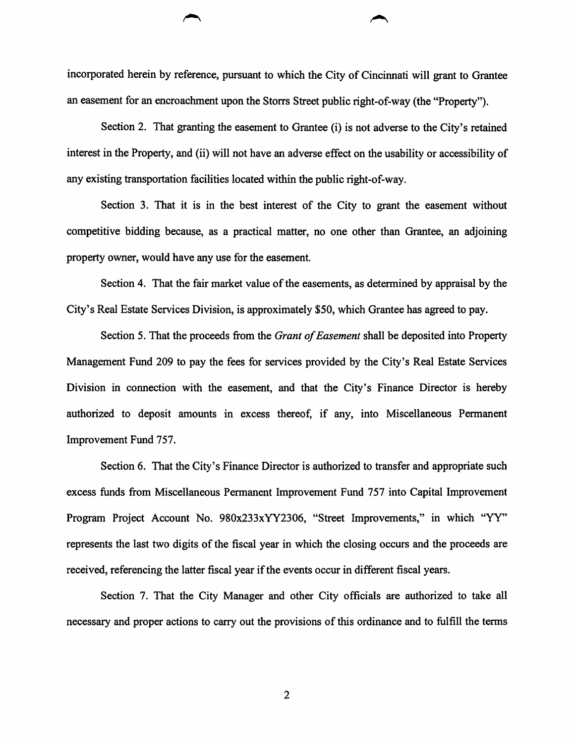incorporated herein by reference, pursuant to which the City of Cincinnati will grant to Grantee an easement for an encroachment upon the Storrs Street public right-of-way (the "Property").

Section 2. That granting the easement to Grantee (i) is not adverse to the City's retained interest in the Property, and (ii) will not have an adverse effect on the usability or accessibility of any existing transportation facilities located within the public right-of-way.

Section 3. That it is in the best interest of the City to grant the easement without competitive bidding because, as a practical matter, no one other than Grantee, an adjoining property owner, would have any use for the easement.

Section 4. That the fair market value of the easements, as determined by appraisal by the City's Real Estate Services Division, is approximately $50, which Grantee has agreed to pay.

Section 5. That the proceeds from the *Grant of Easement* shall be deposited into Property Management Fund 209 to pay the fees for services provided by the City's Real Estate Services Division in connection with the easement, and that the City's Finance Director is hereby authorized to deposit amounts in excess thereof, if any, into Miscellaneous Permanent Improvement Fund 757.

Section 6. That the City's Finance Director is authorized to transfer and appropriate such excess funds from Miscellaneous Permanent Improvement Fund 757 into Capital Improvement Program Project Account No. 980x233xYY2306, "Street Improvements," in which "YY" represents the last two digits of the fiscal year in which the closing occurs and the proceeds are received, referencing the latter fiscal year if the events occur in different fiscal years.

Section 7. That the City Manager and other City officials are authorized to take all necessary and proper actions to carry out the provisions of this ordinance and to fulfill the terms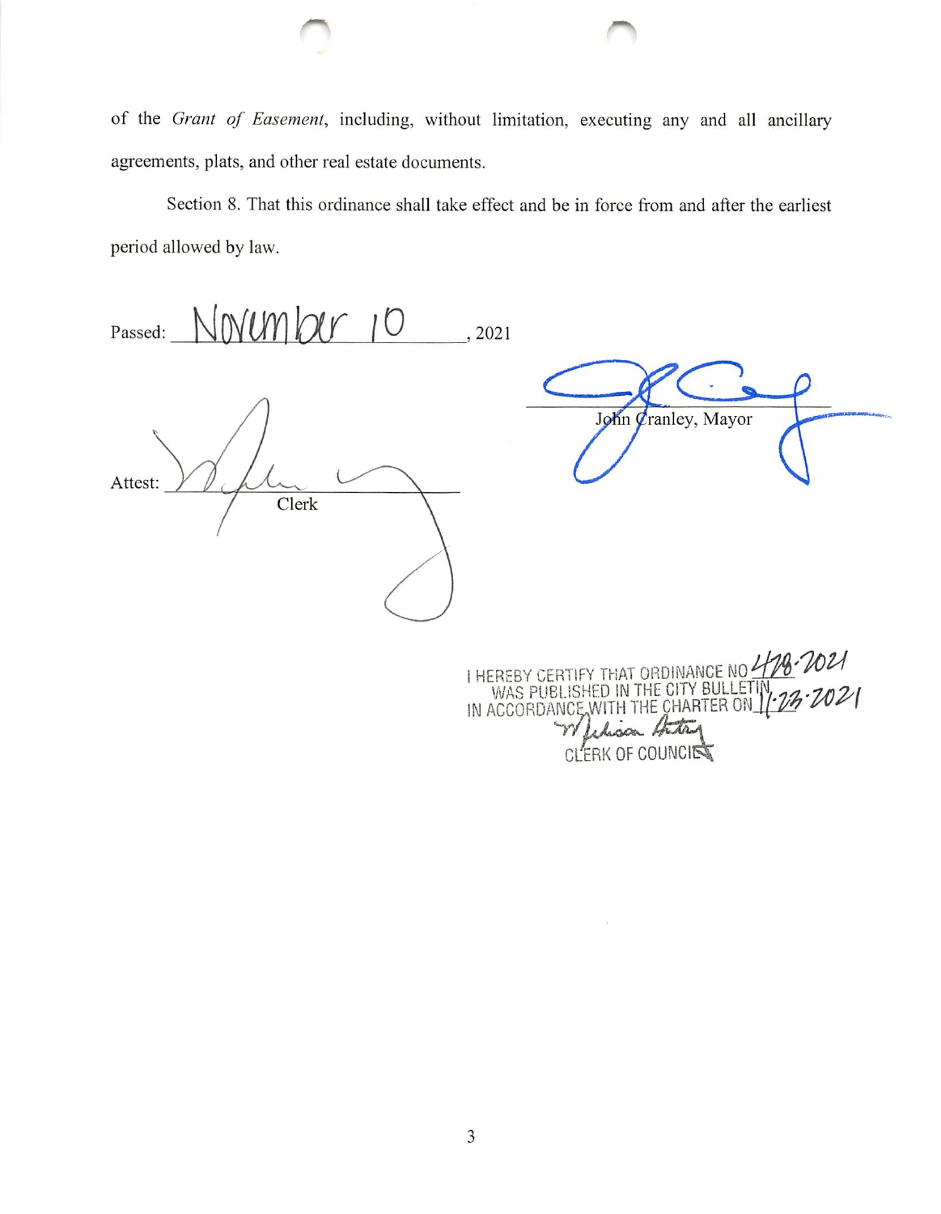of the *Grant of Easement*, including, without limitation, executing any and all ancillary agreements, plats, and other real estate documents.

Section 8. That this ordinance shall take effect and be in force from and after the earliest period allowed by law.

Passed: November 10, 2021

John Cranley, Mayor

Attest: ______________________
Clerk

I HEREBY CERTIFY THAT ORDINANCE NO 478-2021 WAS PUBLISHED IN THE CITY BULLETIN IN ACCORDANCE WITH THE CHARTER ON 11-23-2021

CLERK OF COUNCIL